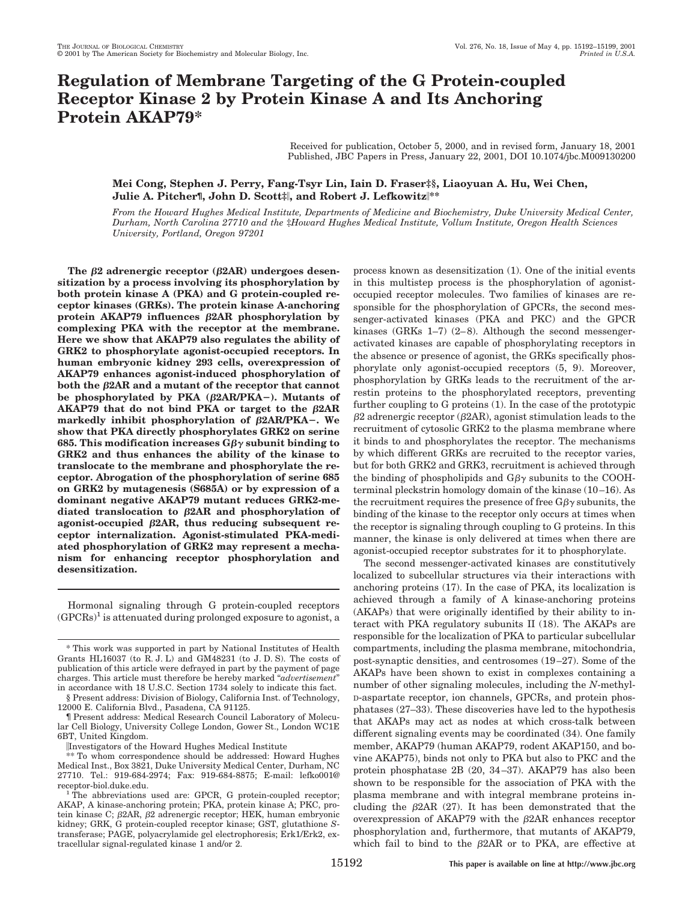# Regulation of Membrane Targeting of the G Protein-coupled Receptor Kinase 2 by Protein Kinase A and Its Anchoring Protein AKAP79*

Received for publication, October 5, 2000, and in revised form, January 18, 2001
Published, JBC Papers in Press, January 22, 2001, DOI 10.1074/jbc.M009130200

**Mei Cong, Stephen J. Perry, Fang-Tsyr Lin, Iain D. Fraser‡§, Liaoyuan A. Hu, Wei Chen, Julie A. Pitcher¶, John D. Scott‡‖, and Robert J. Lefkowitz‖\*\***

*From the Howard Hughes Medical Institute, Departments of Medicine and Biochemistry, Duke University Medical Center, Durham, North Carolina 27710 and the ‡Howard Hughes Medical Institute, Vollum Institute, Oregon Health Sciences University, Portland, Oregon 97201*

**The β2 adrenergic receptor (β2AR) undergoes desensitization by a process involving its phosphorylation by both protein kinase A (PKA) and G protein-coupled receptor kinases (GRKs). The protein kinase A-anchoring protein AKAP79 influences β2AR phosphorylation by complexing PKA with the receptor at the membrane. Here we show that AKAP79 also regulates the ability of GRK2 to phosphorylate agonist-occupied receptors. In human embryonic kidney 293 cells, overexpression of AKAP79 enhances agonist-induced phosphorylation of both the β2AR and a mutant of the receptor that cannot be phosphorylated by PKA (β2AR/PKA−). Mutants of AKAP79 that do not bind PKA or target to the β2AR markedly inhibit phosphorylation of β2AR/PKA−. We show that PKA directly phosphorylates GRK2 on serine 685. This modification increases Gβγ subunit binding to GRK2 and thus enhances the ability of the kinase to translocate to the membrane and phosphorylate the receptor. Abrogation of the phosphorylation of serine 685 on GRK2 by mutagenesis (S685A) or by expression of a dominant negative AKAP79 mutant reduces GRK2-mediated translocation to β2AR and phosphorylation of agonist-occupied β2AR, thus reducing subsequent receptor internalization. Agonist-stimulated PKA-mediated phosphorylation of GRK2 may represent a mechanism for enhancing receptor phosphorylation and desensitization.**

Hormonal signaling through G protein-coupled receptors (GPCRs)[1] is attenuated during prolonged exposure to agonist, a process known as desensitization (1). One of the initial events in this multistep process is the phosphorylation of agonist-occupied receptor molecules. Two families of kinases are responsible for the phosphorylation of GPCRs, the second messenger-activated kinases (PKA and PKC) and the GPCR kinases (GRKs 1–7) (2–8). Although the second messenger-activated kinases are capable of phosphorylating receptors in the absence or presence of agonist, the GRKs specifically phosphorylate only agonist-occupied receptors (5, 9). Moreover, phosphorylation by GRKs leads to the recruitment of the arrestin proteins to the phosphorylated receptors, preventing further coupling to G proteins (1). In the case of the prototypic β2 adrenergic receptor (β2AR), agonist stimulation leads to the recruitment of cytosolic GRK2 to the plasma membrane where it binds to and phosphorylates the receptor. The mechanisms by which different GRKs are recruited to the receptor varies, but for both GRK2 and GRK3, recruitment is achieved through the binding of phospholipids and Gβγ subunits to the COOH-terminal pleckstrin homology domain of the kinase (10–16). As the recruitment requires the presence of free Gβγ subunits, the binding of the kinase to the receptor only occurs at times when the receptor is signaling through coupling to G proteins. In this manner, the kinase is only delivered at times when there are agonist-occupied receptor substrates for it to phosphorylate.

The second messenger-activated kinases are constitutively localized to subcellular structures via their interactions with anchoring proteins (17). In the case of PKA, its localization is achieved through a family of A kinase-anchoring proteins (AKAPs) that were originally identified by their ability to interact with PKA regulatory subunits II (18). The AKAPs are responsible for the localization of PKA to particular subcellular compartments, including the plasma membrane, mitochondria, post-synaptic densities, and centrosomes (19–27). Some of the AKAPs have been shown to exist in complexes containing a number of other signaling molecules, including the *N*-methyl-D-aspartate receptor, ion channels, GPCRs, and protein phosphatases (27–33). These discoveries have led to the hypothesis that AKAPs may act as nodes at which cross-talk between different signaling events may be coordinated (34). One family member, AKAP79 (human AKAP79, rodent AKAP150, and bovine AKAP75), binds not only to PKA but also to PKC and the protein phosphatase 2B (20, 34–37). AKAP79 has also been shown to be responsible for the association of PKA with the plasma membrane and with integral membrane proteins including the β2AR (27). It has been demonstrated that the overexpression of AKAP79 with the β2AR enhances receptor phosphorylation and, furthermore, that mutants of AKAP79, which fail to bind to the β2AR or to PKA, are effective at

\* This work was supported in part by National Institutes of Health Grants HL16037 (to R. J. L) and GM48231 (to J. D. S). The costs of publication of this article were defrayed in part by the payment of page charges. This article must therefore be hereby marked "*advertisement*" in accordance with 18 U.S.C. Section 1734 solely to indicate this fact.

§ Present address: Division of Biology, California Inst. of Technology, 12000 E. California Blvd., Pasadena, CA 91125.

¶ Present address: Medical Research Council Laboratory of Molecular Cell Biology, University College London, Gower St., London WC1E 6BT, United Kingdom.

‖ Investigators of the Howard Hughes Medical Institute

\*\* To whom correspondence should be addressed: Howard Hughes Medical Inst., Box 3821, Duke University Medical Center, Durham, NC 27710. Tel.: 919-684-2974; Fax: 919-684-8875; E-mail: lefko001@receptor-biol.duke.edu.

[1] The abbreviations used are: GPCR, G protein-coupled receptor; AKAP, A kinase-anchoring protein; PKA, protein kinase A; PKC, protein kinase C; β2AR, β2 adrenergic receptor; HEK, human embryonic kidney; GRK, G protein-coupled receptor kinase; GST, glutathione *S*-transferase; PAGE, polyacrylamide gel electrophoresis; Erk1/Erk2, extracellular signal-regulated kinase 1 and/or 2.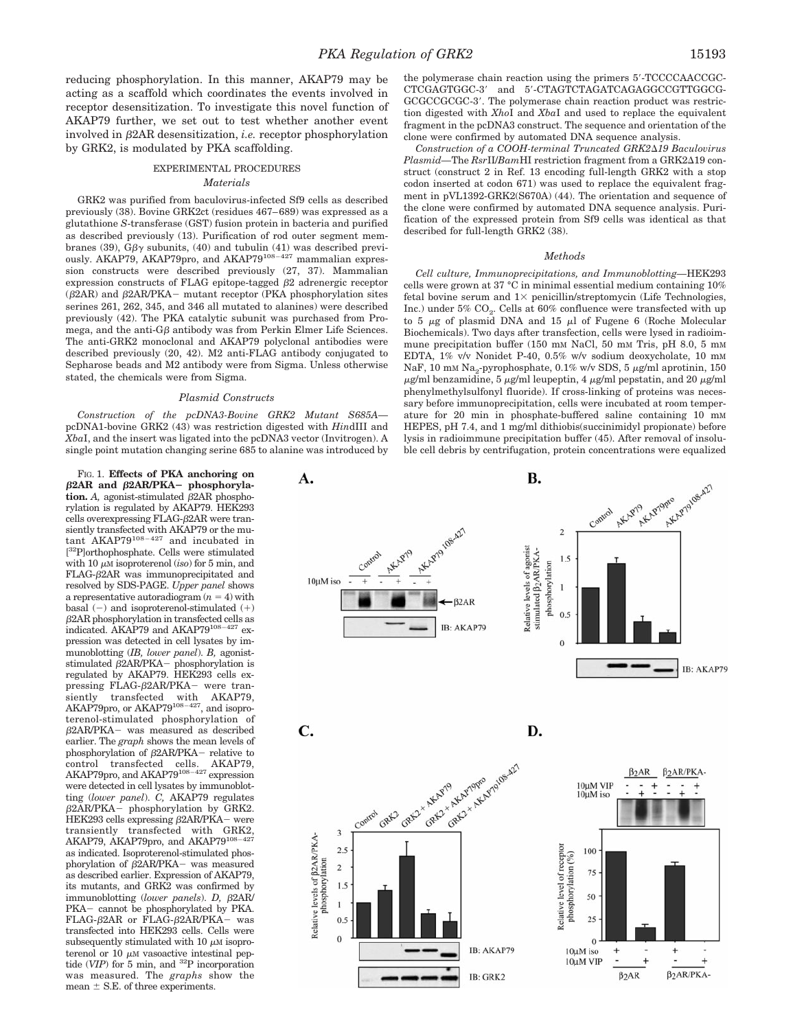reducing phosphorylation. In this manner, AKAP79 may be acting as a scaffold which coordinates the events involved in receptor desensitization. To investigate this novel function of AKAP79 further, we set out to test whether another event involved in β2AR desensitization, *i.e.* receptor phosphorylation by GRK2, is modulated by PKA scaffolding.

## EXPERIMENTAL PROCEDURES

### *Materials*

GRK2 was purified from baculovirus-infected Sf9 cells as described previously (38). Bovine GRK2ct (residues 467–689) was expressed as a glutathione *S*-transferase (GST) fusion protein in bacteria and purified as described previously (13). Purification of rod outer segment membranes (39), Gβγ subunits, (40) and tubulin (41) was described previously. AKAP79, AKAP79pro, and AKAP79$^{108-427}$ mammalian expression constructs were described previously (27, 37). Mammalian expression constructs of FLAG epitope-tagged β2 adrenergic receptor (β2AR) and β2AR/PKA− mutant receptor (PKA phosphorylation sites serines 261, 262, 345, and 346 all mutated to alanines) were described previously (42). The PKA catalytic subunit was purchased from Promega, and the anti-Gβ antibody was from Perkin Elmer Life Sciences. The anti-GRK2 monoclonal and AKAP79 polyclonal antibodies were described previously (20, 42). M2 anti-FLAG antibody conjugated to Sepharose beads and M2 antibody were from Sigma. Unless otherwise stated, the chemicals were from Sigma.

### *Plasmid Constructs*

*Construction of the pcDNA3-Bovine GRK2 Mutant S685A*—pcDNA1-bovine GRK2 (43) was restriction digested with *Hin*dIII and *Xba*I, and the insert was ligated into the pcDNA3 vector (Invitrogen). A single point mutation changing serine 685 to alanine was introduced by the polymerase chain reaction using the primers 5′-TCCCCAACCGC-CTCGAGTGGC-3′ and 5′-CTAGTCTAGATCAGAGGCCGTTGGCG-GCGCCGCGC-3′. The polymerase chain reaction product was restriction digested with *Xho*I and *Xba*I and used to replace the equivalent fragment in the pcDNA3 construct. The sequence and orientation of the clone were confirmed by automated DNA sequence analysis.

*Construction of a COOH-terminal Truncated GRK2Δ19 Baculovirus Plasmid*—The *Rsr*II/*Bam*HI restriction fragment from a GRK2Δ19 construct (construct 2 in Ref. 13 encoding full-length GRK2 with a stop codon inserted at codon 671) was used to replace the equivalent fragment in pVL1392-GRK2(S670A) (44). The orientation and sequence of the clone were confirmed by automated DNA sequence analysis. Purification of the expressed protein from Sf9 cells was identical as that described for full-length GRK2 (38).

### *Methods*

*Cell culture, Immunoprecipitations, and Immunoblotting*—HEK293 cells were grown at 37 °C in minimal essential medium containing 10% fetal bovine serum and 1× penicillin/streptomycin (Life Technologies, Inc.) under 5% $CO_2$. Cells at 60% confluence were transfected with up to 5 μg of plasmid DNA and 15 μl of Fugene 6 (Roche Molecular Biochemicals). Two days after transfection, cells were lysed in radioimmune precipitation buffer (150 mM NaCl, 50 mM Tris, pH 8.0, 5 mM EDTA, 1% v/v Nonidet P-40, 0.5% w/v sodium deoxycholate, 10 mM NaF, 10 mM $Na_2$-pyrophosphate, 0.1% w/v SDS, 5 μg/ml aprotinin, 150 μg/ml benzamidine, 5 μg/ml leupeptin, 4 μg/ml pepstatin, and 20 μg/ml phenylmethylsulfonyl fluoride). If cross-linking of proteins was necessary before immunoprecipitation, cells were incubated at room temperature for 20 min in phosphate-buffered saline containing 10 mM HEPES, pH 7.4, and 1 mg/ml dithiobis(succinimidyl propionate) before lysis in radioimmune precipitation buffer (45). After removal of insoluble cell debris by centrifugation, protein concentrations were equalized

FIG. 1. **Effects of PKA anchoring on β2AR and β2AR/PKA− phosphorylation.** *A,* agonist-stimulated β2AR phosphorylation is regulated by AKAP79. HEK293 cells overexpressing FLAG-β2AR were transiently transfected with AKAP79 or the mutant AKAP79$^{108-427}$ and incubated in [$^{32}$P]orthophosphate. Cells were stimulated with 10 μM isoproterenol (*iso*) for 5 min, and FLAG-β2AR was immunoprecipitated and resolved by SDS-PAGE. *Upper panel* shows a representative autoradiogram (*n* = 4) with basal (−) and isoproterenol-stimulated (+) β2AR phosphorylation in transfected cells as indicated. AKAP79 and AKAP79$^{108-427}$ expression was detected in cell lysates by immunoblotting (*IB, lower panel*). *B,* agonist-stimulated β2AR/PKA− phosphorylation is regulated by AKAP79. HEK293 cells expressing FLAG-β2AR/PKA− were transiently transfected with AKAP79, AKAP79pro, or AKAP79$^{108-427}$, and isoproterenol-stimulated phosphorylation of β2AR/PKA− was measured as described earlier. The *graph* shows the mean levels of phosphorylation of β2AR/PKA− relative to control transfected cells. AKAP79, AKAP79pro, and AKAP79$^{108-427}$ expression were detected in cell lysates by immunoblotting (*lower panel*). *C,* AKAP79 regulates β2AR/PKA− phosphorylation by GRK2. HEK293 cells expressing β2AR/PKA− were transiently transfected with GRK2, AKAP79, AKAP79pro, and AKAP79$^{108-427}$ as indicated. Isoproterenol-stimulated phosphorylation of β2AR/PKA− was measured as described earlier. Expression of AKAP79, its mutants, and GRK2 was confirmed by immunoblotting (*lower panels*). *D,* β2AR/PKA− cannot be phosphorylated by PKA. FLAG-β2AR or FLAG-β2AR/PKA− was transfected into HEK293 cells. Cells were subsequently stimulated with 10 μM isoproterenol or 10 μM vasoactive intestinal peptide (*VIP*) for 5 min, and $^{32}$P incorporation was measured. The *graphs* show the mean ± S.E. of three experiments.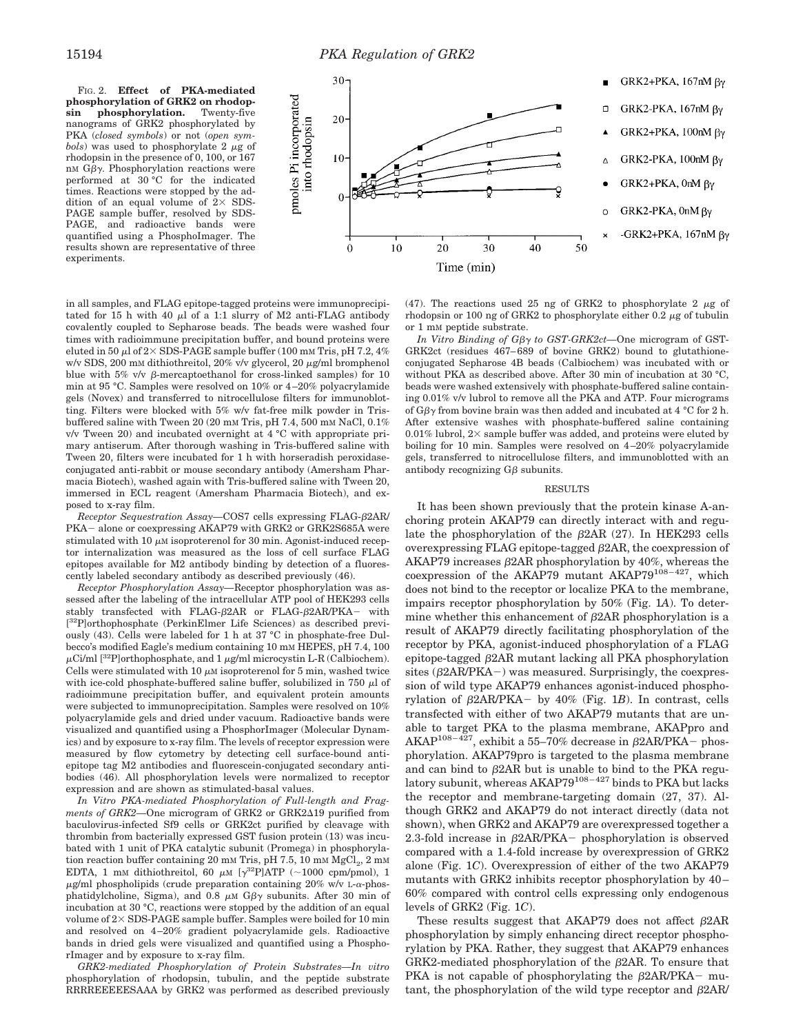FIG. 2. **Effect of PKA-mediated phosphorylation of GRK2 on rhodopsin phosphorylation.** Twenty-five nanograms of GRK2 phosphorylated by PKA (*closed symbols*) or not (*open symbols*) was used to phosphorylate 2 μg of rhodopsin in the presence of 0, 100, or 167 nM Gβγ. Phosphorylation reactions were performed at 30 °C for the indicated times. Reactions were stopped by the addition of an equal volume of 2× SDS-PAGE sample buffer, resolved by SDS-PAGE, and radioactive bands were quantified using a PhosphoImager. The results shown are representative of three experiments.

in all samples, and FLAG epitope-tagged proteins were immunoprecipitated for 15 h with 40 μl of a 1:1 slurry of M2 anti-FLAG antibody covalently coupled to Sepharose beads. The beads were washed four times with radioimmune precipitation buffer, and bound proteins were eluted in 50 μl of 2× SDS-PAGE sample buffer (100 mM Tris, pH 7.2, 4% w/v SDS, 200 mM dithiothreitol, 20% v/v glycerol, 20 μg/ml bromphenol blue with 5% v/v β-mercaptoethanol for cross-linked samples) for 10 min at 95 °C. Samples were resolved on 10% or 4–20% polyacrylamide gels (Novex) and transferred to nitrocellulose filters for immunoblotting. Filters were blocked with 5% w/v fat-free milk powder in Tris-buffered saline with Tween 20 (20 mM Tris, pH 7.4, 500 mM NaCl, 0.1% v/v Tween 20) and incubated overnight at 4 °C with appropriate primary antiserum. After thorough washing in Tris-buffered saline with Tween 20, filters were incubated for 1 h with horseradish peroxidase-conjugated anti-rabbit or mouse secondary antibody (Amersham Pharmacia Biotech), washed again with Tris-buffered saline with Tween 20, immersed in ECL reagent (Amersham Pharmacia Biotech), and exposed to x-ray film.

*Receptor Sequestration Assay*—COS7 cells expressing FLAG-β2AR/PKA− alone or coexpressing AKAP79 with GRK2 or GRK2S685A were stimulated with 10 μM isoproterenol for 30 min. Agonist-induced receptor internalization was measured as the loss of cell surface FLAG epitopes available for M2 antibody binding by detection of a fluorescently labeled secondary antibody as described previously (46).

*Receptor Phosphorylation Assay*—Receptor phosphorylation was assessed after the labeling of the intracellular ATP pool of HEK293 cells stably transfected with FLAG-β2AR or FLAG-β2AR/PKA− with [$^{32}$P]orthophosphate (PerkinElmer Life Sciences) as described previously (43). Cells were labeled for 1 h at 37 °C in phosphate-free Dulbecco's modified Eagle's medium containing 10 mM HEPES, pH 7.4, 100 μCi/ml [$^{32}$P]orthophosphate, and 1 μg/ml microcystin L-R (Calbiochem). Cells were stimulated with 10 μM isoproterenol for 5 min, washed twice with ice-cold phosphate-buffered saline buffer, solubilized in 750 μl of radioimmune precipitation buffer, and equivalent protein amounts were subjected to immunoprecipitation. Samples were resolved on 10% polyacrylamide gels and dried under vacuum. Radioactive bands were visualized and quantified using a PhosphorImager (Molecular Dynamics) and by exposure to x-ray film. The levels of receptor expression were measured by flow cytometry by detecting cell surface-bound anti-epitope tag M2 antibodies and fluorescein-conjugated secondary antibodies (46). All phosphorylation levels were normalized to receptor expression and are shown as stimulated-basal values.

*In Vitro PKA-mediated Phosphorylation of Full-length and Fragments of GRK2*—One microgram of GRK2 or GRK2Δ19 purified from baculovirus-infected Sf9 cells or GRK2ct purified by cleavage with thrombin from bacterially expressed GST fusion protein (13) was incubated with 1 unit of PKA catalytic subunit (Promega) in phosphorylation reaction buffer containing 20 mM Tris, pH 7.5, 10 mM $MgCl_2$, 2 mM EDTA, 1 mM dithiothreitol, 60 μM [γ$^{32}$P]ATP (~1000 cpm/pmol), 1 μg/ml phospholipids (crude preparation containing 20% w/v L-α-phosphatidylcholine, Sigma), and 0.8 μM Gβγ subunits. After 30 min of incubation at 30 °C, reactions were stopped by the addition of an equal volume of 2× SDS-PAGE sample buffer. Samples were boiled for 10 min and resolved on 4–20% gradient polyacrylamide gels. Radioactive bands in dried gels were visualized and quantified using a PhosphorImager and by exposure to x-ray film.

*GRK2-mediated Phosphorylation of Protein Substrates*—In vitro phosphorylation of rhodopsin, tubulin, and the peptide substrate RRRREEEEESAAA by GRK2 was performed as described previously (47). The reactions used 25 ng of GRK2 to phosphorylate 2 μg of rhodopsin or 100 ng of GRK2 to phosphorylate either 0.2 μg of tubulin or 1 mM peptide substrate.

*In Vitro Binding of Gβγ to GST-GRK2ct*—One microgram of GST-GRK2ct (residues 467–689 of bovine GRK2) bound to glutathione-conjugated Sepharose 4B beads (Calbiochem) was incubated with or without PKA as described above. After 30 min of incubation at 30 °C, beads were washed extensively with phosphate-buffered saline containing 0.01% v/v lubrol to remove all the PKA and ATP. Four micrograms of Gβγ from bovine brain was then added and incubated at 4 °C for 2 h. After extensive washes with phosphate-buffered saline containing 0.01% lubrol, 2× sample buffer was added, and proteins were eluted by boiling for 10 min. Samples were resolved on 4–20% polyacrylamide gels, transferred to nitrocellulose filters, and immunoblotted with an antibody recognizing Gβ subunits.

## RESULTS

It has been shown previously that the protein kinase A-anchoring protein AKAP79 can directly interact with and regulate the phosphorylation of the β2AR (27). In HEK293 cells overexpressing FLAG epitope-tagged β2AR, the coexpression of AKAP79 increases β2AR phosphorylation by 40%, whereas the coexpression of the AKAP79 mutant AKAP79$^{108-427}$, which does not bind to the receptor or localize PKA to the membrane, impairs receptor phosphorylation by 50% (Fig. 1*A*). To determine whether this enhancement of β2AR phosphorylation is a result of AKAP79 directly facilitating phosphorylation of the receptor by PKA, agonist-induced phosphorylation of a FLAG epitope-tagged β2AR mutant lacking all PKA phosphorylation sites (β2AR/PKA−) was measured. Surprisingly, the coexpression of wild type AKAP79 enhances agonist-induced phosphorylation of β2AR/PKA− by 40% (Fig. 1*B*). In contrast, cells transfected with either of two AKAP79 mutants that are unable to target PKA to the plasma membrane, AKAPpro and AKAP$^{108-427}$, exhibit a 55–70% decrease in β2AR/PKA− phosphorylation. AKAP79pro is targeted to the plasma membrane and can bind to β2AR but is unable to bind to the PKA regulatory subunit, whereas AKAP79$^{108-427}$ binds to PKA but lacks the receptor and membrane-targeting domain (27, 37). Although GRK2 and AKAP79 do not interact directly (data not shown), when GRK2 and AKAP79 are overexpressed together a 2.3-fold increase in β2AR/PKA− phosphorylation is observed compared with a 1.4-fold increase by overexpression of GRK2 alone (Fig. 1*C*). Overexpression of either of the two AKAP79 mutants with GRK2 inhibits receptor phosphorylation by 40–60% compared with control cells expressing only endogenous levels of GRK2 (Fig. 1*C*).

These results suggest that AKAP79 does not affect β2AR phosphorylation by simply enhancing direct receptor phosphorylation by PKA. Rather, they suggest that AKAP79 enhances GRK2-mediated phosphorylation of the β2AR. To ensure that PKA is not capable of phosphorylating the β2AR/PKA− mutant, the phosphorylation of the wild type receptor and β2AR/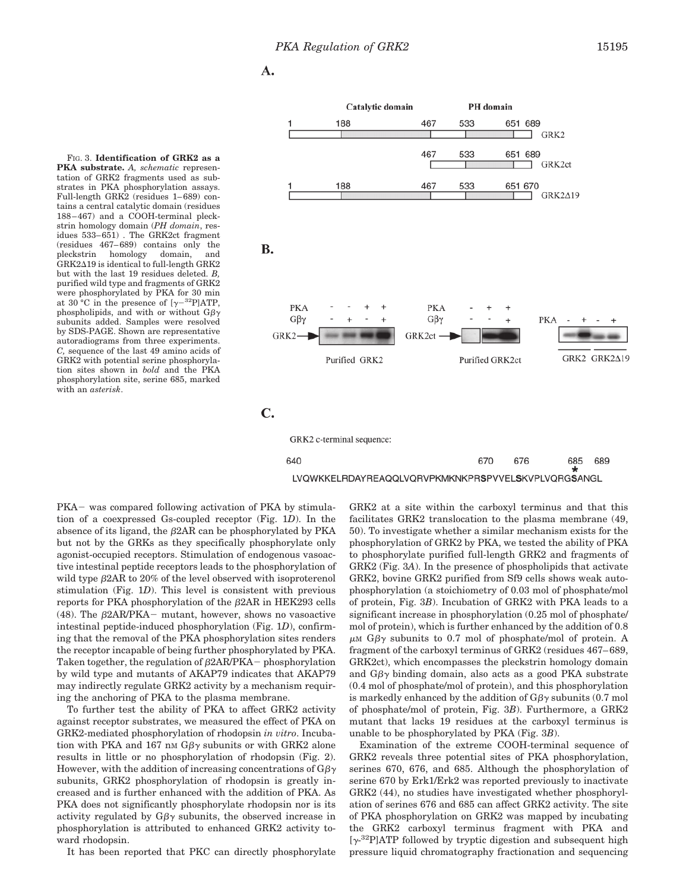**Fig. 3. Identification of GRK2 as a PKA substrate.** *A, schematic* representation of GRK2 fragments used as substrates in PKA phosphorylation assays. Full-length GRK2 (residues 1–689) contains a central catalytic domain (residues 188–467) and a COOH-terminal pleckstrin homology domain (*PH domain*, residues 533–651) . The GRK2ct fragment (residues 467–689) contains only the pleckstrin homology domain, and GRK2Δ19 is identical to full-length GRK2 but with the last 19 residues deleted. *B,* purified wild type and fragments of GRK2 were phosphorylated by PKA for 30 min at 30 °C in the presence of [$\gamma$-$^{32}$P]ATP, phospholipids, and with or without G$\beta\gamma$ subunits added. Samples were resolved by SDS-PAGE. Shown are representative autoradiograms from three experiments. *C,* sequence of the last 49 amino acids of GRK2 with potential serine phosphorylation sites shown in *bold* and the PKA phosphorylation site, serine 685, marked with an *asterisk*.

PKA− was compared following activation of PKA by stimulation of a coexpressed Gs-coupled receptor (Fig. 1*D*). In the absence of its ligand, the β2AR can be phosphorylated by PKA but not by the GRKs as they specifically phosphorylate only agonist-occupied receptors. Stimulation of endogenous vasoactive intestinal peptide receptors leads to the phosphorylation of wild type β2AR to 20% of the level observed with isoproterenol stimulation (Fig. 1*D*). This level is consistent with previous reports for PKA phosphorylation of the β2AR in HEK293 cells (48). The β2AR/PKA− mutant, however, shows no vasoactive intestinal peptide-induced phosphorylation (Fig. 1*D*), confirming that the removal of the PKA phosphorylation sites renders the receptor incapable of being further phosphorylated by PKA. Taken together, the regulation of β2AR/PKA− phosphorylation by wild type and mutants of AKAP79 indicates that AKAP79 may indirectly regulate GRK2 activity by a mechanism requiring the anchoring of PKA to the plasma membrane.

To further test the ability of PKA to affect GRK2 activity against receptor substrates, we measured the effect of PKA on GRK2-mediated phosphorylation of rhodopsin *in vitro*. Incubation with PKA and 167 nM G$\beta\gamma$ subunits or with GRK2 alone results in little or no phosphorylation of rhodopsin (Fig. 2). However, with the addition of increasing concentrations of G$\beta\gamma$ subunits, GRK2 phosphorylation of rhodopsin is greatly increased and is further enhanced with the addition of PKA. As PKA does not significantly phosphorylate rhodopsin nor is its activity regulated by G$\beta\gamma$ subunits, the observed increase in phosphorylation is attributed to enhanced GRK2 activity toward rhodopsin.

It has been reported that PKC can directly phosphorylate GRK2 at a site within the carboxyl terminus and that this facilitates GRK2 translocation to the plasma membrane (49, 50). To investigate whether a similar mechanism exists for the phosphorylation of GRK2 by PKA, we tested the ability of PKA to phosphorylate purified full-length GRK2 and fragments of GRK2 (Fig. 3*A*). In the presence of phospholipids that activate GRK2, bovine GRK2 purified from Sf9 cells shows weak autophosphorylation (a stoichiometry of 0.03 mol of phosphate/mol of protein, Fig. 3*B*). Incubation of GRK2 with PKA leads to a significant increase in phosphorylation (0.25 mol of phosphate/mol of protein), which is further enhanced by the addition of 0.8 μM G$\beta\gamma$ subunits to 0.7 mol of phosphate/mol of protein. A fragment of the carboxyl terminus of GRK2 (residues 467–689, GRK2ct), which encompasses the pleckstrin homology domain and G$\beta\gamma$ binding domain, also acts as a good PKA substrate (0.4 mol of phosphate/mol of protein), and this phosphorylation is markedly enhanced by the addition of G$\beta\gamma$ subunits (0.7 mol of phosphate/mol of protein, Fig. 3*B*). Furthermore, a GRK2 mutant that lacks 19 residues at the carboxyl terminus is unable to be phosphorylated by PKA (Fig. 3*B*).

Examination of the extreme COOH-terminal sequence of GRK2 reveals three potential sites of PKA phosphorylation, serines 670, 676, and 685. Although the phosphorylation of serine 670 by Erk1/Erk2 was reported previously to inactivate GRK2 (44), no studies have investigated whether phosphorylation of serines 676 and 685 can affect GRK2 activity. The site of PKA phosphorylation on GRK2 was mapped by incubating the GRK2 carboxyl terminus fragment with PKA and [$\gamma$-$^{32}$P]ATP followed by tryptic digestion and subsequent high pressure liquid chromatography fractionation and sequencing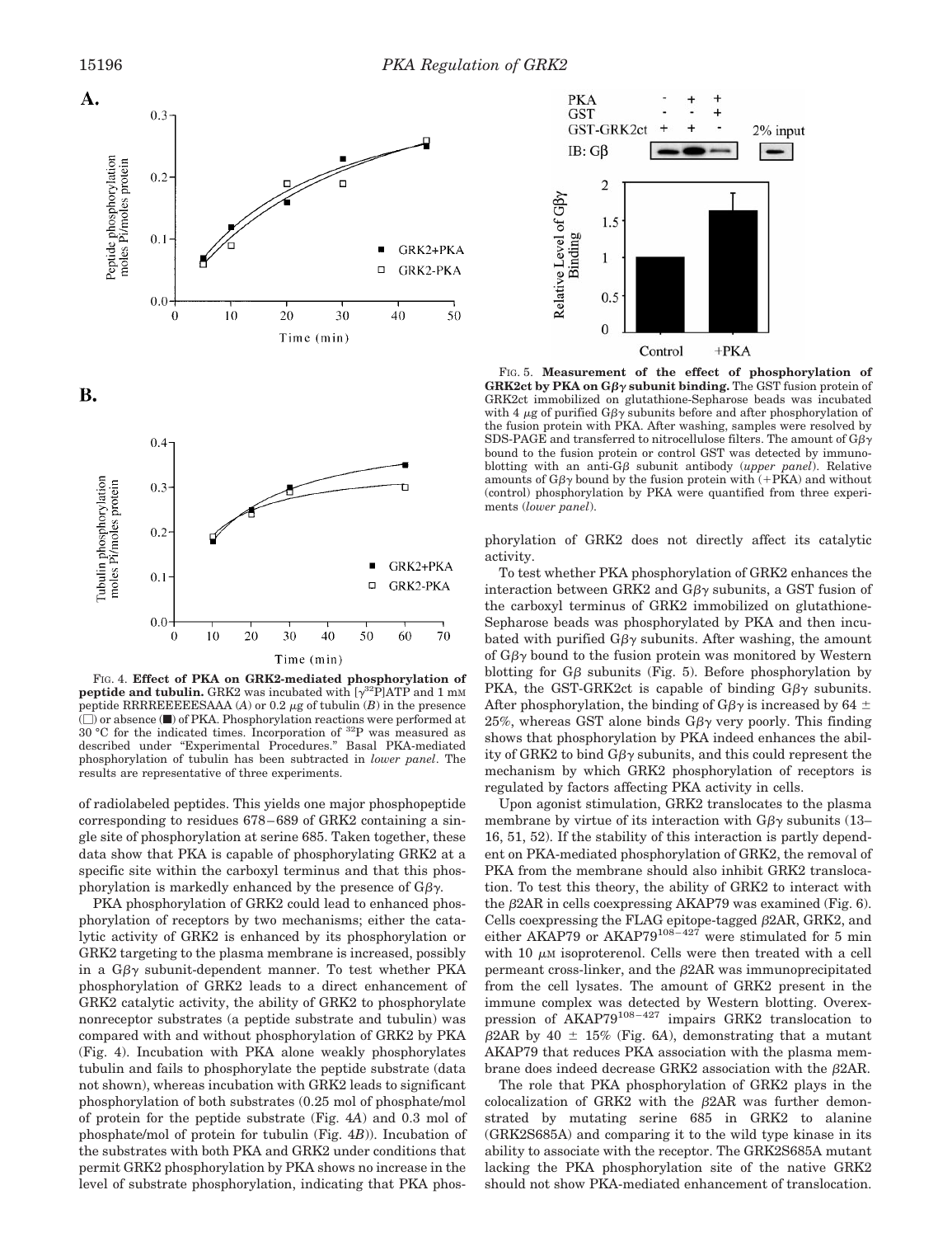**A.**

**B.**

FIG. 4. **Effect of PKA on GRK2-mediated phosphorylation of peptide and tubulin.** GRK2 was incubated with [$\gamma^{32}$P]ATP and 1 mM peptide RRRREEEEESAAA (*A*) or 0.2 $\mu$g of tubulin (*B*) in the presence (□) or absence (■) of PKA. Phosphorylation reactions were performed at 30 °C for the indicated times. Incorporation of $^{32}$P was measured as described under "Experimental Procedures." Basal PKA-mediated phosphorylation of tubulin has been subtracted in *lower panel*. The results are representative of three experiments.

FIG. 5. **Measurement of the effect of phosphorylation of GRK2ct by PKA on G$\beta\gamma$ subunit binding.** The GST fusion protein of GRK2ct immobilized on glutathione-Sepharose beads was incubated with 4 $\mu$g of purified G$\beta\gamma$ subunits before and after phosphorylation of the fusion protein with PKA. After washing, samples were resolved by SDS-PAGE and transferred to nitrocellulose filters. The amount of G$\beta\gamma$ bound to the fusion protein or control GST was detected by immunoblotting with an anti-G$\beta$ subunit antibody (*upper panel*). Relative amounts of G$\beta\gamma$ bound by the fusion protein with (+PKA) and without (control) phosphorylation by PKA were quantified from three experiments (*lower panel*).

of radiolabeled peptides. This yields one major phosphopeptide corresponding to residues 678–689 of GRK2 containing a single site of phosphorylation at serine 685. Taken together, these data show that PKA is capable of phosphorylating GRK2 at a specific site within the carboxyl terminus and that this phosphorylation is markedly enhanced by the presence of G$\beta\gamma$.

PKA phosphorylation of GRK2 could lead to enhanced phosphorylation of receptors by two mechanisms; either the catalytic activity of GRK2 is enhanced by its phosphorylation or GRK2 targeting to the plasma membrane is increased, possibly in a G$\beta\gamma$ subunit-dependent manner. To test whether PKA phosphorylation of GRK2 leads to a direct enhancement of GRK2 catalytic activity, the ability of GRK2 to phosphorylate nonreceptor substrates (a peptide substrate and tubulin) was compared with and without phosphorylation of GRK2 by PKA (Fig. 4). Incubation with PKA alone weakly phosphorylates tubulin and fails to phosphorylate the peptide substrate (data not shown), whereas incubation with GRK2 leads to significant phosphorylation of both substrates (0.25 mol of phosphate/mol of protein for the peptide substrate (Fig. 4*A*) and 0.3 mol of phosphate/mol of protein for tubulin (Fig. 4*B*)). Incubation of the substrates with both PKA and GRK2 under conditions that permit GRK2 phosphorylation by PKA shows no increase in the level of substrate phosphorylation, indicating that PKA phosphorylation of GRK2 does not directly affect its catalytic activity.

To test whether PKA phosphorylation of GRK2 enhances the interaction between GRK2 and G$\beta\gamma$ subunits, a GST fusion of the carboxyl terminus of GRK2 immobilized on glutathione-Sepharose beads was phosphorylated by PKA and then incubated with purified G$\beta\gamma$ subunits. After washing, the amount of G$\beta\gamma$ bound to the fusion protein was monitored by Western blotting for G$\beta$ subunits (Fig. 5). Before phosphorylation by PKA, the GST-GRK2ct is capable of binding G$\beta\gamma$ subunits. After phosphorylation, the binding of G$\beta\gamma$ is increased by 64 ± 25%, whereas GST alone binds G$\beta\gamma$ very poorly. This finding shows that phosphorylation by PKA indeed enhances the ability of GRK2 to bind G$\beta\gamma$ subunits, and this could represent the mechanism by which GRK2 phosphorylation of receptors is regulated by factors affecting PKA activity in cells.

Upon agonist stimulation, GRK2 translocates to the plasma membrane by virtue of its interaction with G$\beta\gamma$ subunits (13–16, 51, 52). If the stability of this interaction is partly dependent on PKA-mediated phosphorylation of GRK2, the removal of PKA from the membrane should also inhibit GRK2 translocation. To test this theory, the ability of GRK2 to interact with the $\beta$2AR in cells coexpressing AKAP79 was examined (Fig. 6). Cells coexpressing the FLAG epitope-tagged $\beta$2AR, GRK2, and either AKAP79 or AKAP79$^{108-427}$ were stimulated for 5 min with 10 $\mu$M isoproterenol. Cells were then treated with a cell permeant cross-linker, and the $\beta$2AR was immunoprecipitated from the cell lysates. The amount of GRK2 present in the immune complex was detected by Western blotting. Overexpression of AKAP79$^{108-427}$ impairs GRK2 translocation to $\beta$2AR by 40 ± 15% (Fig. 6*A*), demonstrating that a mutant AKAP79 that reduces PKA association with the plasma membrane does indeed decrease GRK2 association with the $\beta$2AR.

The role that PKA phosphorylation of GRK2 plays in the colocalization of GRK2 with the $\beta$2AR was further demonstrated by mutating serine 685 in GRK2 to alanine (GRK2S685A) and comparing it to the wild type kinase in its ability to associate with the receptor. The GRK2S685A mutant lacking the PKA phosphorylation site of the native GRK2 should not show PKA-mediated enhancement of translocation.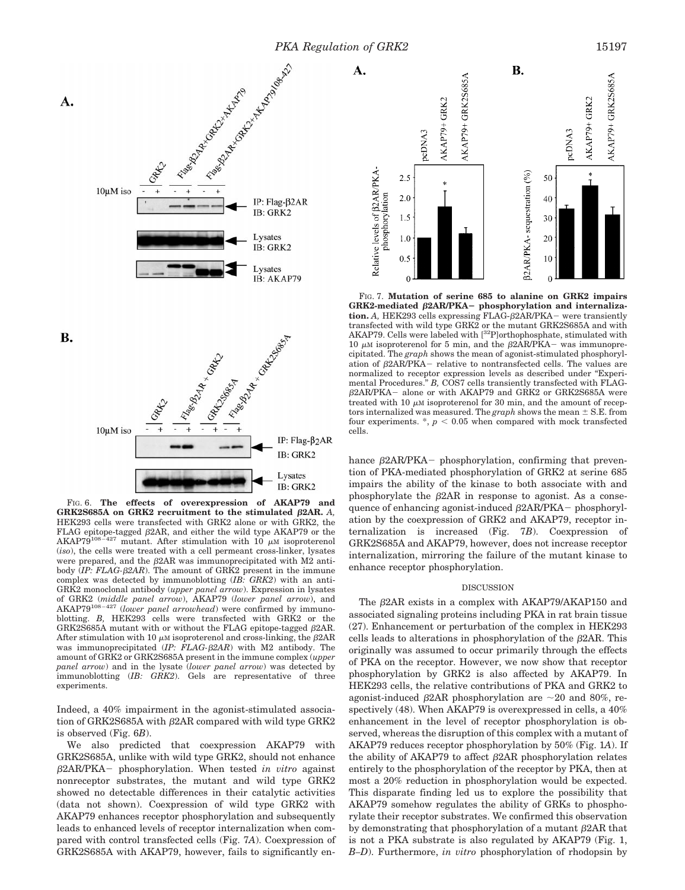Fig. 6. **The effects of overexpression of AKAP79 and GRK2S685A on GRK2 recruitment to the stimulated β2AR.** *A,* HEK293 cells were transfected with GRK2 alone or with GRK2, the FLAG epitope-tagged β2AR, and either the wild type AKAP79 or the $AKAP79^{108-427}$ mutant. After stimulation with 10 μM isoproterenol (*iso*), the cells were treated with a cell permeant cross-linker, lysates were prepared, and the β2AR was immunoprecipitated with M2 antibody (*IP: FLAG-β2AR*). The amount of GRK2 present in the immune complex was detected by immunoblotting (*IB: GRK2*) with an anti-GRK2 monoclonal antibody (*upper panel arrow*). Expression in lysates of GRK2 (*middle panel arrow*), AKAP79 (*lower panel arrow*), and $AKAP79^{108-427}$ (*lower panel arrowhead*) were confirmed by immunoblotting. *B,* HEK293 cells were transfected with GRK2 or the GRK2S685A mutant with or without the FLAG epitope-tagged β2AR. After stimulation with 10 μM isoproterenol and cross-linking, the β2AR was immunoprecipitated (*IP: FLAG-β2AR*) with M2 antibody. The amount of GRK2 or GRK2S685A present in the immune complex (*upper panel arrow*) and in the lysate (*lower panel arrow*) was detected by immunoblotting (*IB: GRK2*). Gels are representative of three experiments.

Indeed, a 40% impairment in the agonist-stimulated association of GRK2S685A with β2AR compared with wild type GRK2 is observed (Fig. 6*B*).

We also predicted that coexpression AKAP79 with GRK2S685A, unlike with wild type GRK2, should not enhance β2AR/PKA− phosphorylation. When tested *in vitro* against nonreceptor substrates, the mutant and wild type GRK2 showed no detectable differences in their catalytic activities (data not shown). Coexpression of wild type GRK2 with AKAP79 enhances receptor phosphorylation and subsequently leads to enhanced levels of receptor internalization when compared with control transfected cells (Fig. 7*A*). Coexpression of GRK2S685A with AKAP79, however, fails to significantly enhance β2AR/PKA− phosphorylation, confirming that prevention of PKA-mediated phosphorylation of GRK2 at serine 685 impairs the ability of the kinase to both associate with and phosphorylate the β2AR in response to agonist. As a consequence of enhancing agonist-induced β2AR/PKA− phosphorylation by the coexpression of GRK2 and AKAP79, receptor internalization is increased (Fig. 7*B*). Coexpression of GRK2S685A and AKAP79, however, does not increase receptor internalization, mirroring the failure of the mutant kinase to enhance receptor phosphorylation.

Fig. 7. **Mutation of serine 685 to alanine on GRK2 impairs GRK2-mediated β2AR/PKA− phosphorylation and internalization.** *A,* HEK293 cells expressing FLAG-β2AR/PKA− were transiently transfected with wild type GRK2 or the mutant GRK2S685A and with AKAP79. Cells were labeled with [$^{32}$P]orthophosphate, stimulated with 10 μM isoproterenol for 5 min, and the β2AR/PKA− was immunoprecipitated. The *graph* shows the mean of agonist-stimulated phosphorylation of β2AR/PKA− relative to nontransfected cells. The values are normalized to receptor expression levels as described under "Experimental Procedures." *B,* COS7 cells transiently transfected with FLAG-β2AR/PKA− alone or with AKAP79 and GRK2 or GRK2S685A were treated with 10 μM isoproterenol for 30 min, and the amount of receptors internalized was measured. The *graph* shows the mean ± S.E. from four experiments. *, $p < 0.05$ when compared with mock transfected cells.

## DISCUSSION

The β2AR exists in a complex with AKAP79/AKAP150 and associated signaling proteins including PKA in rat brain tissue (27). Enhancement or perturbation of the complex in HEK293 cells leads to alterations in phosphorylation of the β2AR. This originally was assumed to occur primarily through the effects of PKA on the receptor. However, we now show that receptor phosphorylation by GRK2 is also affected by AKAP79. In HEK293 cells, the relative contributions of PKA and GRK2 to agonist-induced β2AR phosphorylation are ~20 and 80%, respectively (48). When AKAP79 is overexpressed in cells, a 40% enhancement in the level of receptor phosphorylation is observed, whereas the disruption of this complex with a mutant of AKAP79 reduces receptor phosphorylation by 50% (Fig. 1*A*). If the ability of AKAP79 to affect β2AR phosphorylation relates entirely to the phosphorylation of the receptor by PKA, then at most a 20% reduction in phosphorylation would be expected. This disparate finding led us to explore the possibility that AKAP79 somehow regulates the ability of GRKs to phosphorylate their receptor substrates. We confirmed this observation by demonstrating that phosphorylation of a mutant β2AR that is not a PKA substrate is also regulated by AKAP79 (Fig. 1, *B–D*). Furthermore, *in vitro* phosphorylation of rhodopsin by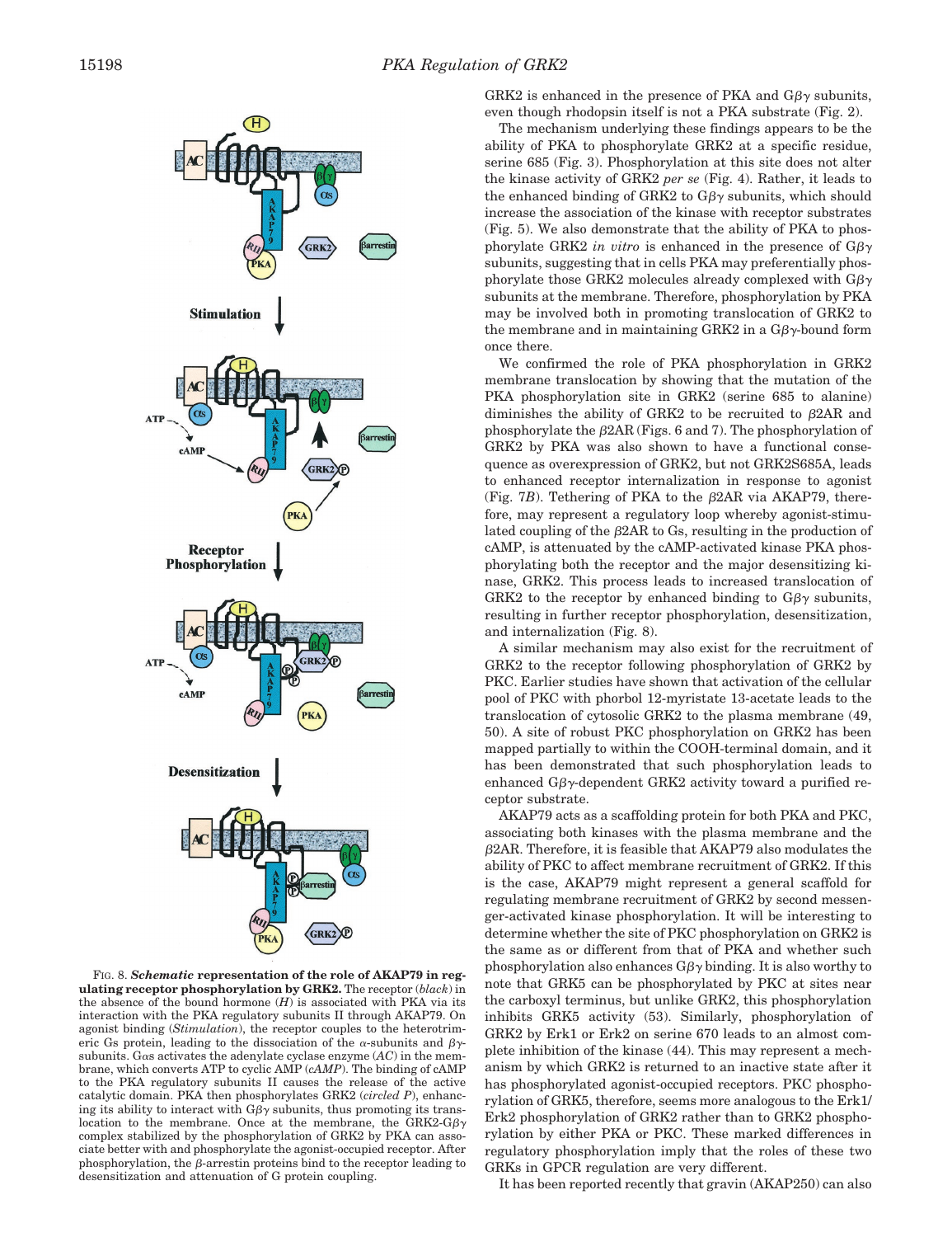FIG. 8. ***Schematic* representation of the role of AKAP79 in regulating receptor phosphorylation by GRK2.** The receptor (*black*) in the absence of the bound hormone (*H*) is associated with PKA via its interaction with the PKA regulatory subunits II through AKAP79. On agonist binding (*Stimulation*), the receptor couples to the heterotrimeric Gs protein, leading to the dissociation of the α-subunits and βγ-subunits. Gαs activates the adenylate cyclase enzyme (*AC*) in the membrane, which converts ATP to cyclic AMP (*cAMP*). The binding of cAMP to the PKA regulatory subunits II causes the release of the active catalytic domain. PKA then phosphorylates GRK2 (*circled P*), enhancing its ability to interact with Gβγ subunits, thus promoting its translocation to the membrane. Once at the membrane, the GRK2-Gβγ complex stabilized by the phosphorylation of GRK2 by PKA can associate better with and phosphorylate the agonist-occupied receptor. After phosphorylation, the β-arrestin proteins bind to the receptor leading to desensitization and attenuation of G protein coupling.

GRK2 is enhanced in the presence of PKA and Gβγ subunits, even though rhodopsin itself is not a PKA substrate (Fig. 2).

The mechanism underlying these findings appears to be the ability of PKA to phosphorylate GRK2 at a specific residue, serine 685 (Fig. 3). Phosphorylation at this site does not alter the kinase activity of GRK2 *per se* (Fig. 4). Rather, it leads to the enhanced binding of GRK2 to Gβγ subunits, which should increase the association of the kinase with receptor substrates (Fig. 5). We also demonstrate that the ability of PKA to phosphorylate GRK2 *in vitro* is enhanced in the presence of Gβγ subunits, suggesting that in cells PKA may preferentially phosphorylate those GRK2 molecules already complexed with Gβγ subunits at the membrane. Therefore, phosphorylation by PKA may be involved both in promoting translocation of GRK2 to the membrane and in maintaining GRK2 in a Gβγ-bound form once there.

We confirmed the role of PKA phosphorylation in GRK2 membrane translocation by showing that the mutation of the PKA phosphorylation site in GRK2 (serine 685 to alanine) diminishes the ability of GRK2 to be recruited to β2AR and phosphorylate the β2AR (Figs. 6 and 7). The phosphorylation of GRK2 by PKA was also shown to have a functional consequence as overexpression of GRK2, but not GRK2S685A, leads to enhanced receptor internalization in response to agonist (Fig. 7*B*). Tethering of PKA to the β2AR via AKAP79, therefore, may represent a regulatory loop whereby agonist-stimulated coupling of the β2AR to Gs, resulting in the production of cAMP, is attenuated by the cAMP-activated kinase PKA phosphorylating both the receptor and the major desensitizing kinase, GRK2. This process leads to increased translocation of GRK2 to the receptor by enhanced binding to Gβγ subunits, resulting in further receptor phosphorylation, desensitization, and internalization (Fig. 8).

A similar mechanism may also exist for the recruitment of GRK2 to the receptor following phosphorylation of GRK2 by PKC. Earlier studies have shown that activation of the cellular pool of PKC with phorbol 12-myristate 13-acetate leads to the translocation of cytosolic GRK2 to the plasma membrane (49, 50). A site of robust PKC phosphorylation on GRK2 has been mapped partially to within the COOH-terminal domain, and it has been demonstrated that such phosphorylation leads to enhanced Gβγ-dependent GRK2 activity toward a purified receptor substrate.

AKAP79 acts as a scaffolding protein for both PKA and PKC, associating both kinases with the plasma membrane and the β2AR. Therefore, it is feasible that AKAP79 also modulates the ability of PKC to affect membrane recruitment of GRK2. If this is the case, AKAP79 might represent a general scaffold for regulating membrane recruitment of GRK2 by second messenger-activated kinase phosphorylation. It will be interesting to determine whether the site of PKC phosphorylation on GRK2 is the same as or different from that of PKA and whether such phosphorylation also enhances Gβγ binding. It is also worthy to note that GRK5 can be phosphorylated by PKC at sites near the carboxyl terminus, but unlike GRK2, this phosphorylation inhibits GRK5 activity (53). Similarly, phosphorylation of GRK2 by Erk1 or Erk2 on serine 670 leads to an almost complete inhibition of the kinase (44). This may represent a mechanism by which GRK2 is returned to an inactive state after it has phosphorylated agonist-occupied receptors. PKC phosphorylation of GRK5, therefore, seems more analogous to the Erk1/Erk2 phosphorylation of GRK2 rather than to GRK2 phosphorylation by either PKA or PKC. These marked differences in regulatory phosphorylation imply that the roles of these two GRKs in GPCR regulation are very different.

It has been reported recently that gravin (AKAP250) can also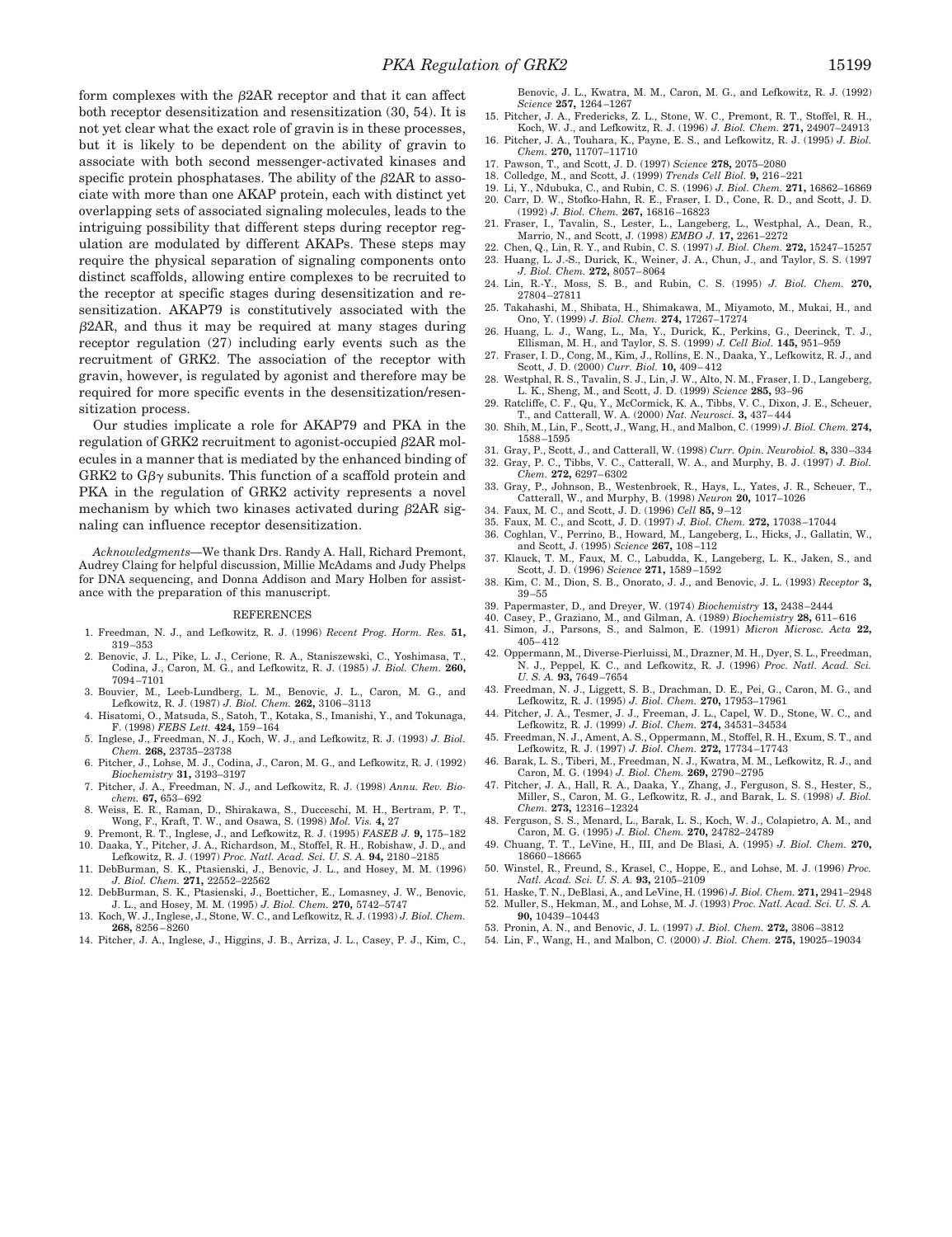form complexes with the β2AR receptor and that it can affect both receptor desensitization and resensitization (30, 54). It is not yet clear what the exact role of gravin is in these processes, but it is likely to be dependent on the ability of gravin to associate with both second messenger-activated kinases and specific protein phosphatases. The ability of the β2AR to associate with more than one AKAP protein, each with distinct yet overlapping sets of associated signaling molecules, leads to the intriguing possibility that different steps during receptor regulation are modulated by different AKAPs. These steps may require the physical separation of signaling components onto distinct scaffolds, allowing entire complexes to be recruited to the receptor at specific stages during desensitization and resensitization. AKAP79 is constitutively associated with the β2AR, and thus it may be required at many stages during receptor regulation (27) including early events such as the recruitment of GRK2. The association of the receptor with gravin, however, is regulated by agonist and therefore may be required for more specific events in the desensitization/resensitization process.

Our studies implicate a role for AKAP79 and PKA in the regulation of GRK2 recruitment to agonist-occupied β2AR molecules in a manner that is mediated by the enhanced binding of GRK2 to Gβγ subunits. This function of a scaffold protein and PKA in the regulation of GRK2 activity represents a novel mechanism by which two kinases activated during β2AR signaling can influence receptor desensitization.

*Acknowledgments*—We thank Drs. Randy A. Hall, Richard Premont, Audrey Claing for helpful discussion, Millie McAdams and Judy Phelps for DNA sequencing, and Donna Addison and Mary Holben for assistance with the preparation of this manuscript.

## REFERENCES

1. Freedman, N. J., and Lefkowitz, R. J. (1996) *Recent Prog. Horm. Res.* **51,** 319–353
2. Benovic, J. L., Pike, L. J., Cerione, R. A., Staniszewski, C., Yoshimasa, T., Codina, J., Caron, M. G., and Lefkowitz, R. J. (1985) *J. Biol. Chem.* **260,** 7094–7101
3. Bouvier, M., Leeb-Lundberg, L. M., Benovic, J. L., Caron, M. G., and Lefkowitz, R. J. (1987) *J. Biol. Chem.* **262,** 3106–3113
4. Hisatomi, O., Matsuda, S., Satoh, T., Kotaka, S., Imanishi, Y., and Tokunaga, F. (1998) *FEBS Lett.* **424,** 159–164
5. Inglese, J., Freedman, N. J., Koch, W. J., and Lefkowitz, R. J. (1993) *J. Biol. Chem.* **268,** 23735–23738
6. Pitcher, J., Lohse, M. J., Codina, J., Caron, M. G., and Lefkowitz, R. J. (1992) *Biochemistry* **31,** 3193–3197
7. Pitcher, J. A., Freedman, N. J., and Lefkowitz, R. J. (1998) *Annu. Rev. Biochem.* **67,** 653–692
8. Weiss, E. R., Raman, D., Shirakawa, S., Ducceschi, M. H., Bertram, P. T., Wong, F., Kraft, T. W., and Osawa, S. (1998) *Mol. Vis.* **4,** 27
9. Premont, R. T., Inglese, J., and Lefkowitz, R. J. (1995) *FASEB J.* **9,** 175–182
10. Daaka, Y., Pitcher, J. A., Richardson, M., Stoffel, R. H., Robishaw, J. D., and Lefkowitz, R. J. (1997) *Proc. Natl. Acad. Sci. U. S. A.* **94,** 2180–2185
11. DebBurman, S. K., Ptasienski, J., Benovic, J. L., and Hosey, M. M. (1996) *J. Biol. Chem.* **271,** 22552–22562
12. DebBurman, S. K., Ptasienski, J., Boetticher, E., Lomasney, J. W., Benovic, J. L., and Hosey, M. M. (1995) *J. Biol. Chem.* **270,** 5742–5747
13. Koch, W. J., Inglese, J., Stone, W. C., and Lefkowitz, R. J. (1993) *J. Biol. Chem.* **268,** 8256–8260
14. Pitcher, J. A., Inglese, J., Higgins, J. B., Arriza, J. L., Casey, P. J., Kim, C., Benovic, J. L., Kwatra, M. M., Caron, M. G., and Lefkowitz, R. J. (1992) *Science* **257,** 1264–1267
15. Pitcher, J. A., Fredericks, Z. L., Stone, W. C., Premont, R. T., Stoffel, R. H., Koch, W. J., and Lefkowitz, R. J. (1996) *J. Biol. Chem.* **271,** 24907–24913
16. Pitcher, J. A., Touhara, K., Payne, E. S., and Lefkowitz, R. J. (1995) *J. Biol. Chem.* **270,** 11707–11710
17. Pawson, T., and Scott, J. D. (1997) *Science* **278,** 2075–2080
18. Colledge, M., and Scott, J. (1999) *Trends Cell Biol.* **9,** 216–221
19. Li, Y., Ndubuka, C., and Rubin, C. S. (1996) *J. Biol. Chem.* **271,** 16862–16869
20. Carr, D. W., Stofko-Hahn, R. E., Fraser, I. D., Cone, R. D., and Scott, J. D. (1992) *J. Biol. Chem.* **267,** 16816–16823
21. Fraser, I., Tavalin, S., Lester, L., Langeberg, L., Westphal, A., Dean, R., Marrio, N., and Scott, J. (1998) *EMBO J.* **17,** 2261–2272
22. Chen, Q., Lin, R. Y., and Rubin, C. S. (1997) *J. Biol. Chem.* **272,** 15247–15257
23. Huang, L. J.-S., Durick, K., Weiner, J. A., Chun, J., and Taylor, S. S. (1997 *J. Biol. Chem.* **272,** 8057–8064
24. Lin, R.-Y., Moss, S. B., and Rubin, C. S. (1995) *J. Biol. Chem.* **270,** 27804–27811
25. Takahashi, M., Shibata, H., Shimakawa, M., Miyamoto, M., Mukai, H., and Ono, Y. (1999) *J. Biol. Chem.* **274,** 17267–17274
26. Huang, L. J., Wang, L., Ma, Y., Durick, K., Perkins, G., Deerinck, T. J., Ellisman, M. H., and Taylor, S. S. (1999) *J. Cell Biol.* **145,** 951–959
27. Fraser, I. D., Cong, M., Kim, J., Rollins, E. N., Daaka, Y., Lefkowitz, R. J., and Scott, J. D. (2000) *Curr. Biol.* **10,** 409–412
28. Westphal, R. S., Tavalin, S. J., Lin, J. W., Alto, N. M., Fraser, I. D., Langeberg, L. K., Sheng, M., and Scott, J. D. (1999) *Science* **285,** 93–96
29. Ratcliffe, C. F., Qu, Y., McCormick, K. A., Tibbs, V. C., Dixon, J. E., Scheuer, T., and Catterall, W. A. (2000) *Nat. Neurosci.* **3,** 437–444
30. Shih, M., Lin, F., Scott, J., Wang, H., and Malbon, C. (1999) *J. Biol. Chem.* **274,** 1588–1595
31. Gray, P., Scott, J., and Catterall, W. (1998) *Curr. Opin. Neurobiol.* **8,** 330–334
32. Gray, P. C., Tibbs, V. C., Catterall, W. A., and Murphy, B. J. (1997) *J. Biol. Chem.* **272,** 6297–6302
33. Gray, P., Johnson, B., Westenbroek, R., Hays, L., Yates, J. R., Scheuer, T., Catterall, W., and Murphy, B. (1998) *Neuron* **20,** 1017–1026
34. Faux, M. C., and Scott, J. D. (1996) *Cell* **85,** 9–12
35. Faux, M. C., and Scott, J. D. (1997) *J. Biol. Chem.* **272,** 17038–17044
36. Coghlan, V., Perrino, B., Howard, M., Langeberg, L., Hicks, J., Gallatin, W., and Scott, J. D. (1995) *Science* **267,** 108–112
37. Klauck, T. M., Faux, M. C., Labudda, K., Langeberg, L. K., Jaken, S., and Scott, J. D. (1996) *Science* **271,** 1589–1592
38. Kim, C. M., Dion, S. B., Onorato, J. J., and Benovic, J. L. (1993) *Receptor* **3,** 39–55
39. Papermaster, D., and Dreyer, W. (1974) *Biochemistry* **13,** 2438–2444
40. Casey, P., Graziano, M., and Gilman, A. (1989) *Biochemistry* **28,** 611–616
41. Simon, J., Parsons, S., and Salmon, E. (1991) *Micron Microsc. Acta* **22,** 405–412
42. Oppermann, M., Diverse-Pierluissi, M., Drazner, M. H., Dyer, S. L., Freedman, N. J., Peppel, K. C., and Lefkowitz, R. J. (1996) *Proc. Natl. Acad. Sci. U. S. A.* **93,** 7649–7654
43. Freedman, N. J., Liggett, S. B., Drachman, D. E., Pei, G., Caron, M. G., and Lefkowitz, R. J. (1995) *J. Biol. Chem.* **270,** 17953–17961
44. Pitcher, J. A., Tesmer, J. J., Freeman, J. L., Capel, W. D., Stone, W. C., and Lefkowitz, R. J. (1999) *J. Biol. Chem.* **274,** 34531–34534
45. Freedman, N. J., Ament, A. S., Oppermann, M., Stoffel, R. H., Exum, S. T., and Lefkowitz, R. J. (1997) *J. Biol. Chem.* **272,** 17734–17743
46. Barak, L. S., Tiberi, M., Freedman, N. J., Kwatra, M. M., Lefkowitz, R. J., and Caron, M. G. (1994) *J. Biol. Chem.* **269,** 2790–2795
47. Pitcher, J. A., Hall, R. A., Daaka, Y., Zhang, J., Ferguson, S. S., Hester, S., Miller, S., Caron, M. G., Lefkowitz, R. J., and Barak, L. S. (1998) *J. Biol. Chem.* **273,** 12316–12324
48. Ferguson, S. S., Menard, L., Barak, L. S., Koch, W. J., Colapietro, A. M., and Caron, M. G. (1995) *J. Biol. Chem.* **270,** 24782–24789
49. Chuang, T. T., LeVine, H., III, and De Blasi, A. (1995) *J. Biol. Chem.* **270,** 18660–18665
50. Winstel, R., Freund, S., Krasel, C., Hoppe, E., and Lohse, M. J. (1996) *Proc. Natl. Acad. Sci. U. S. A.* **93,** 2105–2109
51. Haske, T. N., DeBlasi, A., and LeVine, H. (1996) *J. Biol. Chem.* **271,** 2941–2948
52. Muller, S., Hekman, M., and Lohse, M. J. (1993) *Proc. Natl. Acad. Sci. U. S. A.* **90,** 10439–10443
53. Pronin, A. N., and Benovic, J. L. (1997) *J. Biol. Chem.* **272,** 3806–3812
54. Lin, F., Wang, H., and Malbon, C. (2000) *J. Biol. Chem.* **275,** 19025–19034